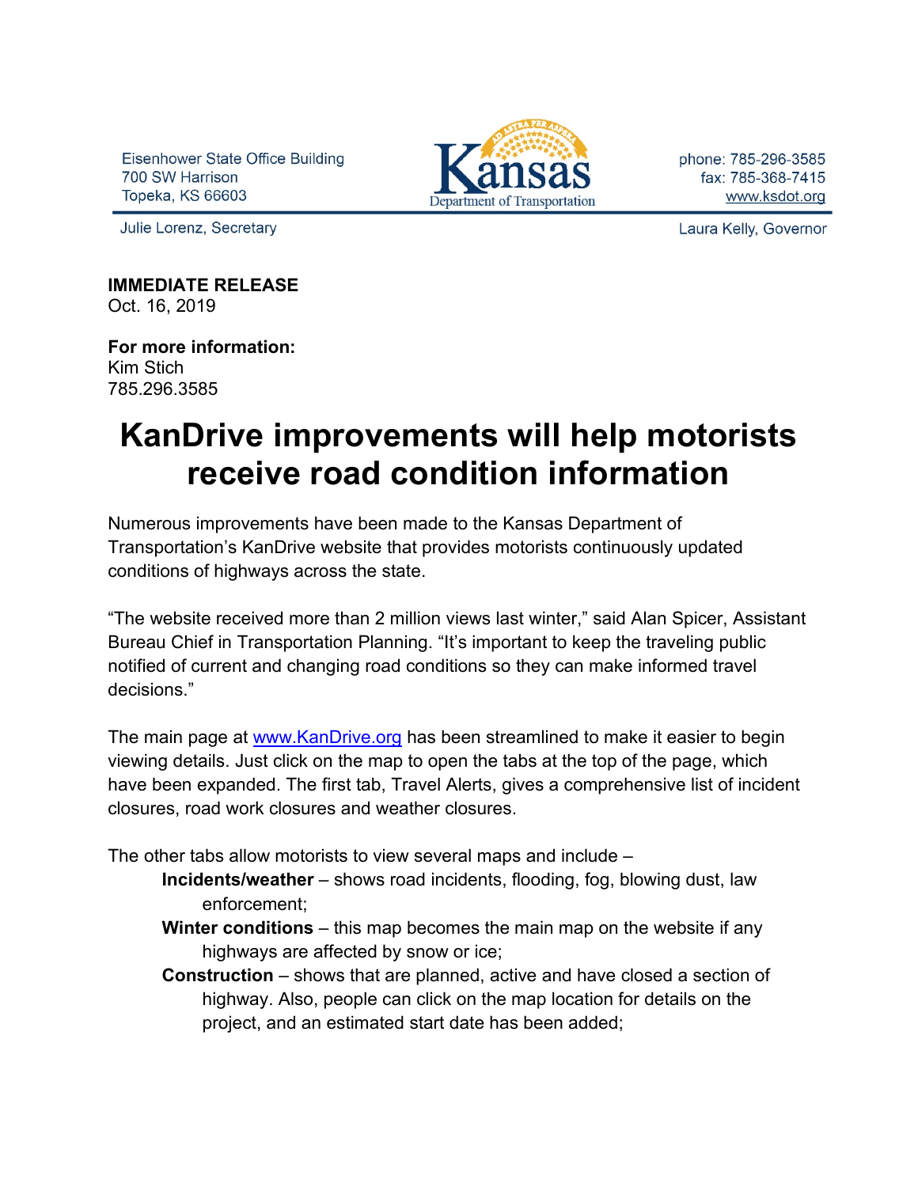Eisenhower State Office Building
700 SW Harrison
Topeka, KS 66603

Kansas Department of Transportation

phone: 785-296-3585
fax: 785-368-7415
www.ksdot.org

Julie Lorenz, Secretary

Laura Kelly, Governor

**IMMEDIATE RELEASE**
Oct. 16, 2019

**For more information:**
Kim Stich
785.296.3585

# KanDrive improvements will help motorists receive road condition information

Numerous improvements have been made to the Kansas Department of Transportation's KanDrive website that provides motorists continuously updated conditions of highways across the state.

"The website received more than 2 million views last winter," said Alan Spicer, Assistant Bureau Chief in Transportation Planning. "It's important to keep the traveling public notified of current and changing road conditions so they can make informed travel decisions."

The main page at [www.KanDrive.org](http://www.KanDrive.org) has been streamlined to make it easier to begin viewing details. Just click on the map to open the tabs at the top of the page, which have been expanded. The first tab, Travel Alerts, gives a comprehensive list of incident closures, road work closures and weather closures.

The other tabs allow motorists to view several maps and include –

- **Incidents/weather** – shows road incidents, flooding, fog, blowing dust, law enforcement;
- **Winter conditions** – this map becomes the main map on the website if any highways are affected by snow or ice;
- **Construction** – shows that are planned, active and have closed a section of highway. Also, people can click on the map location for details on the project, and an estimated start date has been added;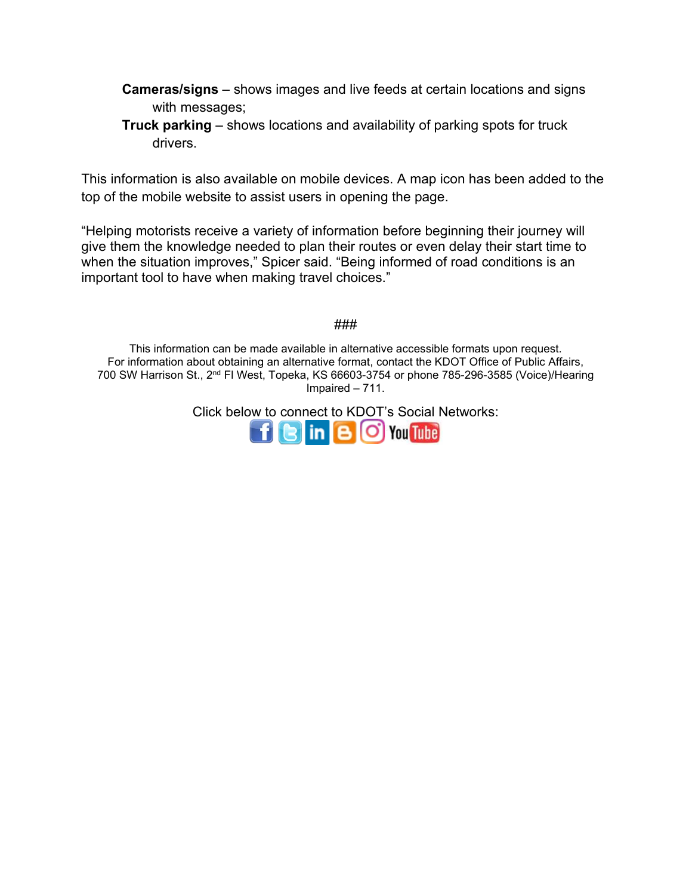- **Cameras/signs** – shows images and live feeds at certain locations and signs with messages;
- **Truck parking** – shows locations and availability of parking spots for truck drivers.

This information is also available on mobile devices. A map icon has been added to the top of the mobile website to assist users in opening the page.

“Helping motorists receive a variety of information before beginning their journey will give them the knowledge needed to plan their routes or even delay their start time to when the situation improves,” Spicer said. “Being informed of road conditions is an important tool to have when making travel choices.”

###

This information can be made available in alternative accessible formats upon request. For information about obtaining an alternative format, contact the KDOT Office of Public Affairs, 700 SW Harrison St., 2nd Fl West, Topeka, KS 66603-3754 or phone 785-296-3585 (Voice)/Hearing Impaired – 711.

Click below to connect to KDOT’s Social Networks: